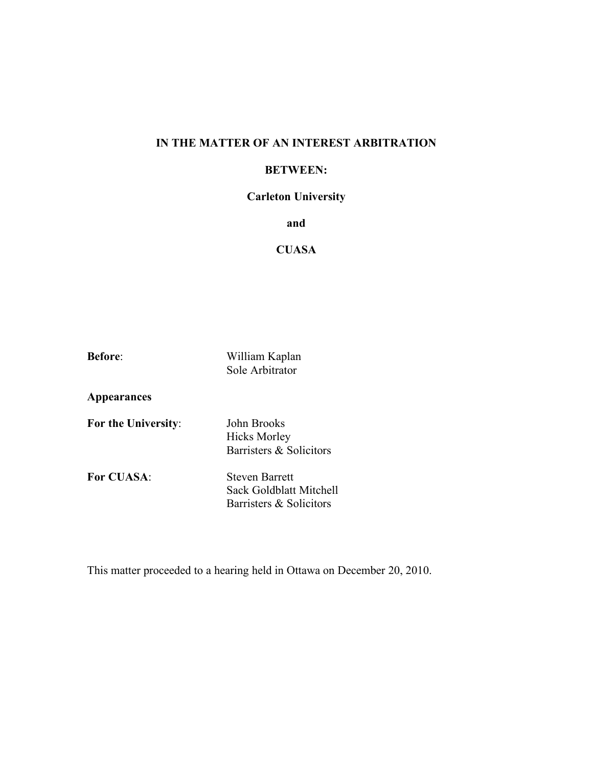**IN THE MATTER OF AN INTEREST ARBITRATION**

**BETWEEN:**

**Carleton University**

**and**

**CUASA**

| | |
|---|---|
| **Before**: | William Kaplan<br>Sole Arbitrator |
| **Appearances** | |
| **For the University**: | John Brooks<br>Hicks Morley<br>Barristers & Solicitors |
| **For CUASA**: | Steven Barrett<br>Sack Goldblatt Mitchell<br>Barristers & Solicitors |

This matter proceeded to a hearing held in Ottawa on December 20, 2010.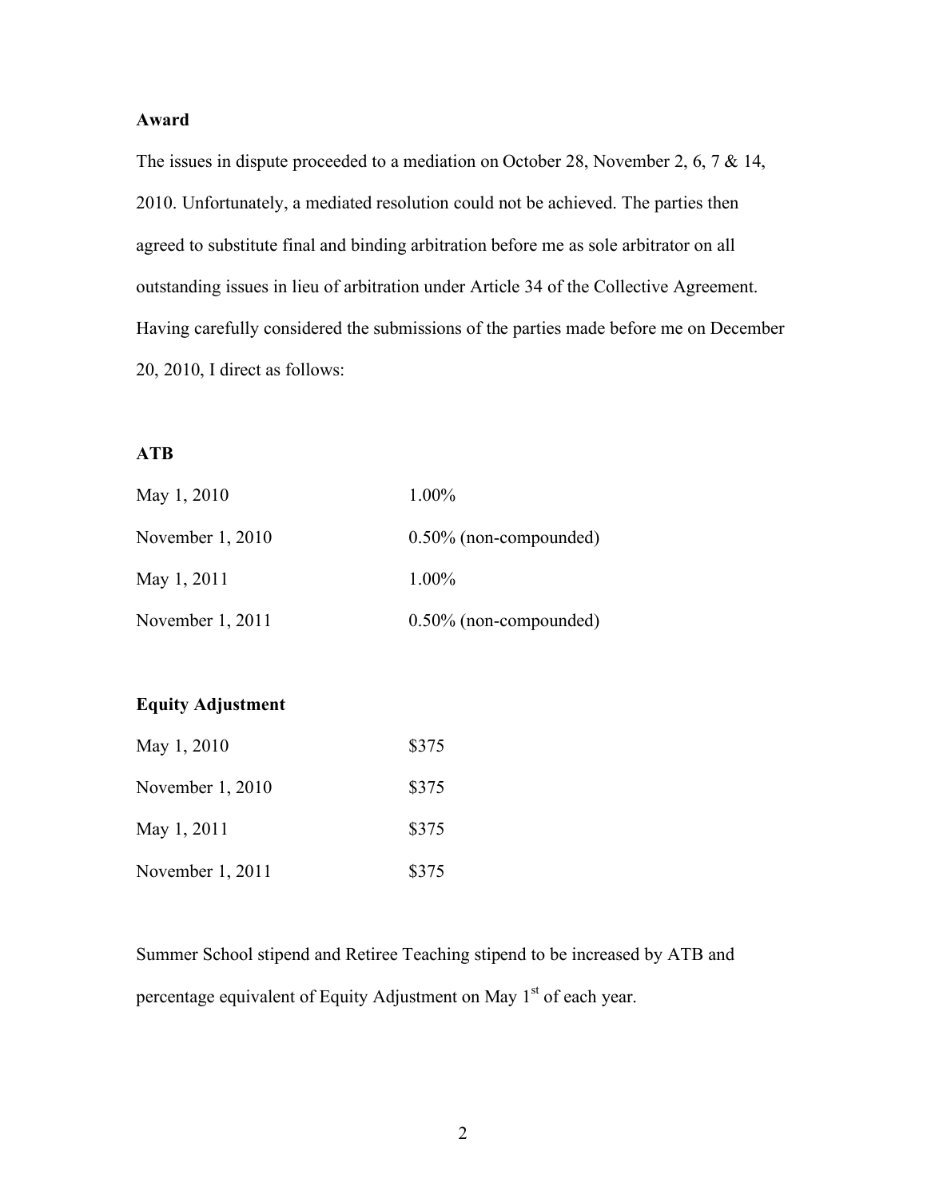**Award**

The issues in dispute proceeded to a mediation on October 28, November 2, 6, 7 & 14, 2010. Unfortunately, a mediated resolution could not be achieved. The parties then agreed to substitute final and binding arbitration before me as sole arbitrator on all outstanding issues in lieu of arbitration under Article 34 of the Collective Agreement. Having carefully considered the submissions of the parties made before me on December 20, 2010, I direct as follows:

**ATB**

| | |
|---|---|
| May 1, 2010 | 1.00% |
| November 1, 2010 | 0.50% (non-compounded) |
| May 1, 2011 | 1.00% |
| November 1, 2011 | 0.50% (non-compounded) |

**Equity Adjustment**

| | |
|---|---|
| May 1, 2010 | $375 |
| November 1, 2010 | $375 |
| May 1, 2011 | $375 |
| November 1, 2011 | $375 |

Summer School stipend and Retiree Teaching stipend to be increased by ATB and percentage equivalent of Equity Adjustment on May 1st of each year.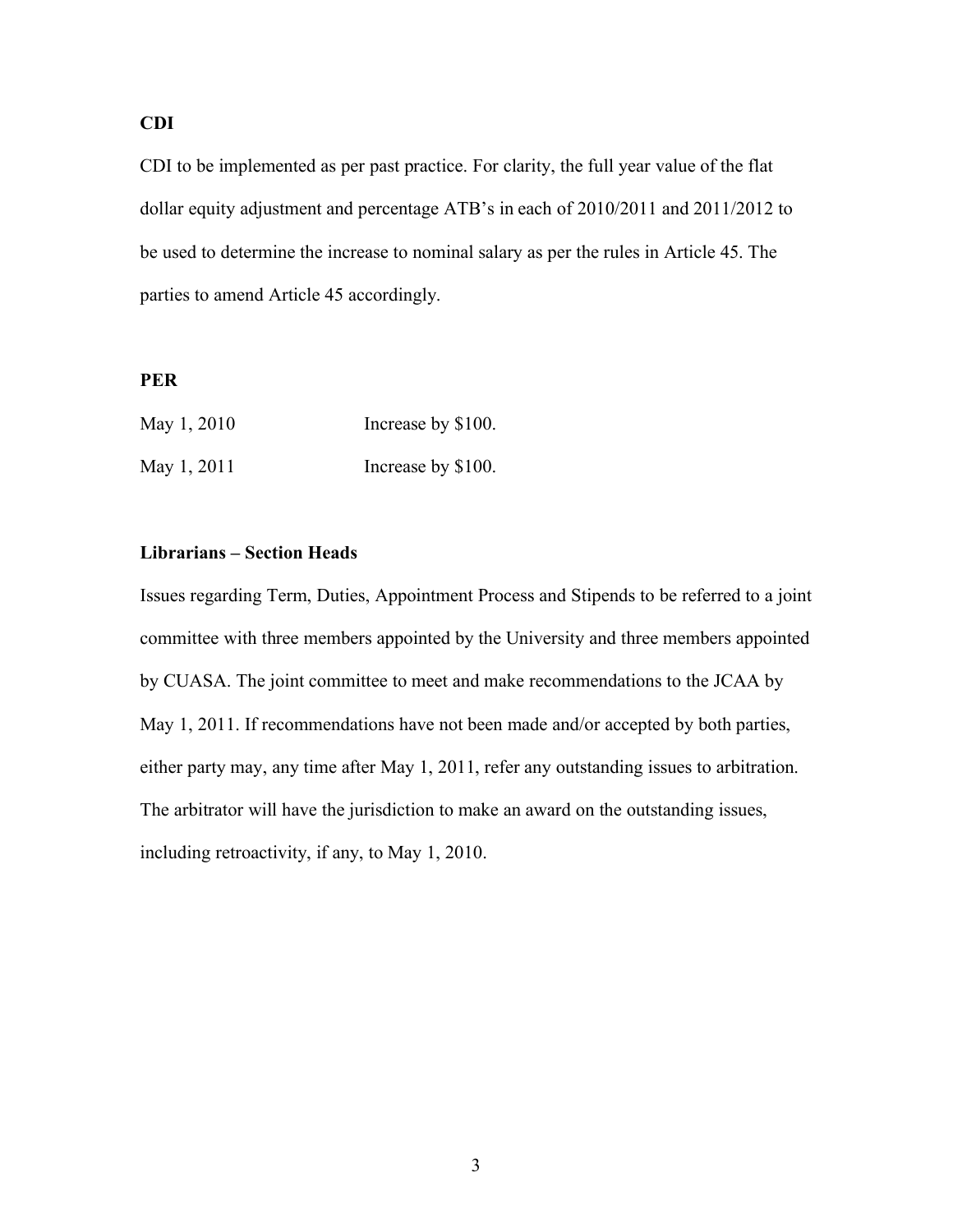**CDI**

CDI to be implemented as per past practice. For clarity, the full year value of the flat dollar equity adjustment and percentage ATB's in each of 2010/2011 and 2011/2012 to be used to determine the increase to nominal salary as per the rules in Article 45. The parties to amend Article 45 accordingly.

**PER**

| | |
|---|---|
| May 1, 2010 | Increase by $100. |
| May 1, 2011 | Increase by $100. |

**Librarians – Section Heads**

Issues regarding Term, Duties, Appointment Process and Stipends to be referred to a joint committee with three members appointed by the University and three members appointed by CUASA. The joint committee to meet and make recommendations to the JCAA by May 1, 2011. If recommendations have not been made and/or accepted by both parties, either party may, any time after May 1, 2011, refer any outstanding issues to arbitration. The arbitrator will have the jurisdiction to make an award on the outstanding issues, including retroactivity, if any, to May 1, 2010.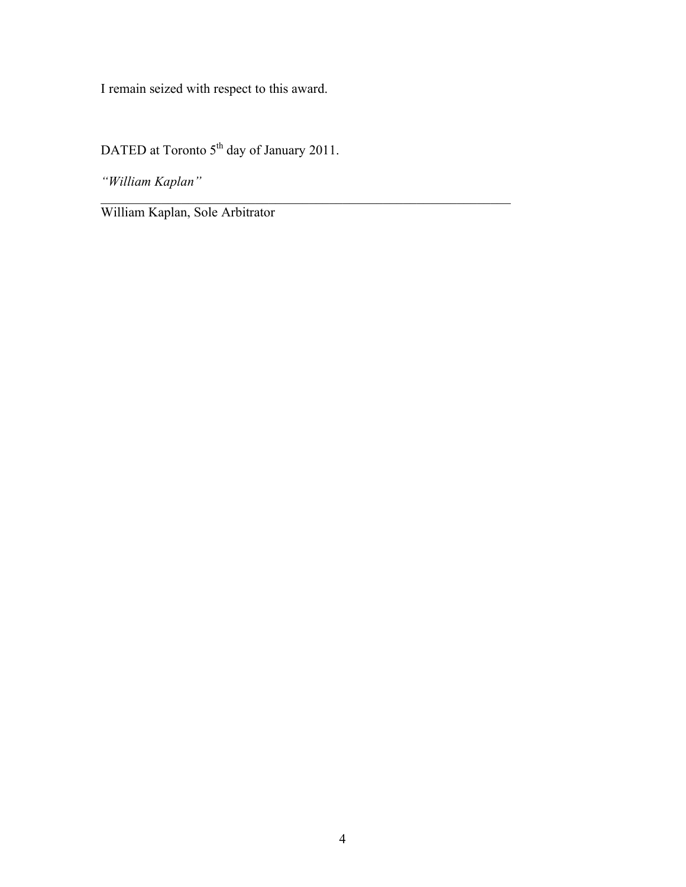I remain seized with respect to this award.

DATED at Toronto 5th day of January 2011.

*"William Kaplan"*

\_\_\_\_\_\_\_\_\_\_\_\_\_\_\_\_\_\_\_\_\_\_\_\_\_\_\_\_\_\_\_\_\_\_\_\_\_\_\_\_\_\_\_\_\_\_\_\_\_\_\_\_\_\_\_\_\_\_

William Kaplan, Sole Arbitrator